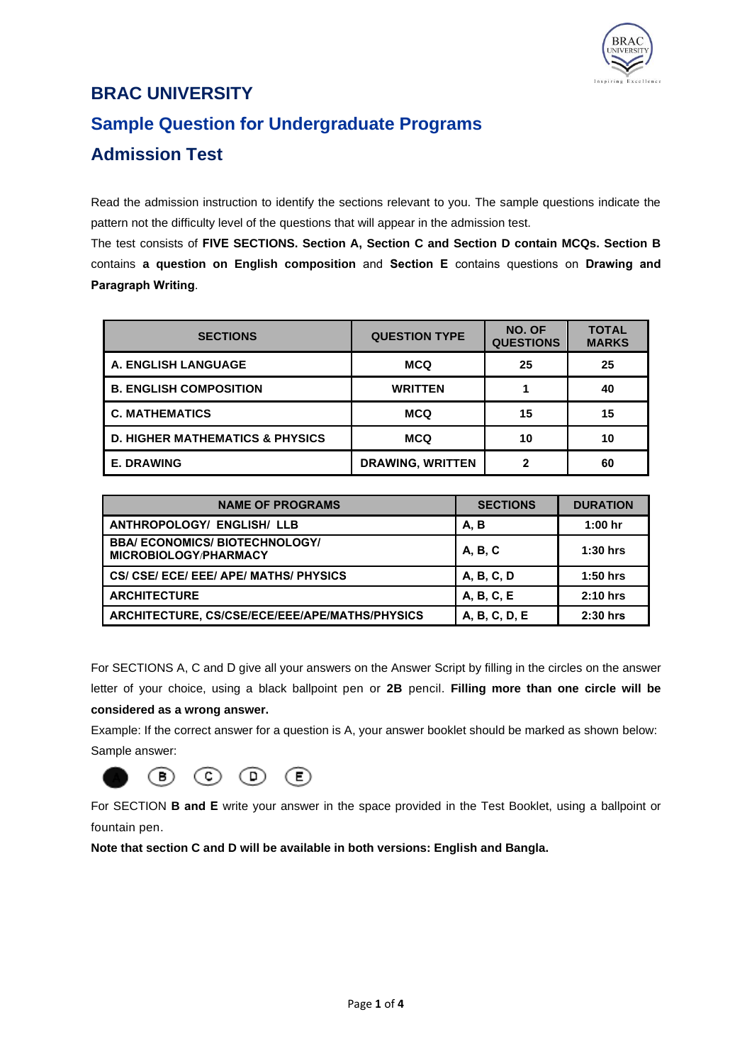# BRAC UNIVERSITY

## Sample Question for Undergraduate Programs

## Admission Test

Read the admission instruction to identify the sections relevant to you. The sample questions indicate the pattern not the difficulty level of the questions that will appear in the admission test.

The test consists of **FIVE SECTIONS. Section A, Section C and Section D contain MCQs. Section B** contains **a question on English composition** and **Section E** contains questions on **Drawing and Paragraph Writing**.

| SECTIONS | QUESTION TYPE | NO. OF QUESTIONS | TOTAL MARKS |
|---|---|---|---|
| **A. ENGLISH LANGUAGE** | **MCQ** | **25** | **25** |
| **B. ENGLISH COMPOSITION** | **WRITTEN** | **1** | **40** |
| **C. MATHEMATICS** | **MCQ** | **15** | **15** |
| **D. HIGHER MATHEMATICS & PHYSICS** | **MCQ** | **10** | **10** |
| **E. DRAWING** | **DRAWING, WRITTEN** | **2** | **60** |

| NAME OF PROGRAMS | SECTIONS | DURATION |
|---|---|---|
| **ANTHROPOLOGY/ ENGLISH/ LLB** | **A, B** | **1:00 hr** |
| **BBA/ ECONOMICS/ BIOTECHNOLOGY/ MICROBIOLOGY/PHARMACY** | **A, B, C** | **1:30 hrs** |
| **CS/ CSE/ ECE/ EEE/ APE/ MATHS/ PHYSICS** | **A, B, C, D** | **1:50 hrs** |
| **ARCHITECTURE** | **A, B, C, E** | **2:10 hrs** |
| **ARCHITECTURE, CS/CSE/ECE/EEE/APE/MATHS/PHYSICS** | **A, B, C, D, E** | **2:30 hrs** |

For SECTIONS A, C and D give all your answers on the Answer Script by filling in the circles on the answer letter of your choice, using a black ballpoint pen or **2B** pencil. **Filling more than one circle will be considered as a wrong answer.**

Example: If the correct answer for a question is A, your answer booklet should be marked as shown below:

Sample answer:

● (B) (C) (D) (E)

For SECTION **B and E** write your answer in the space provided in the Test Booklet, using a ballpoint or fountain pen.

**Note that section C and D will be available in both versions: English and Bangla.**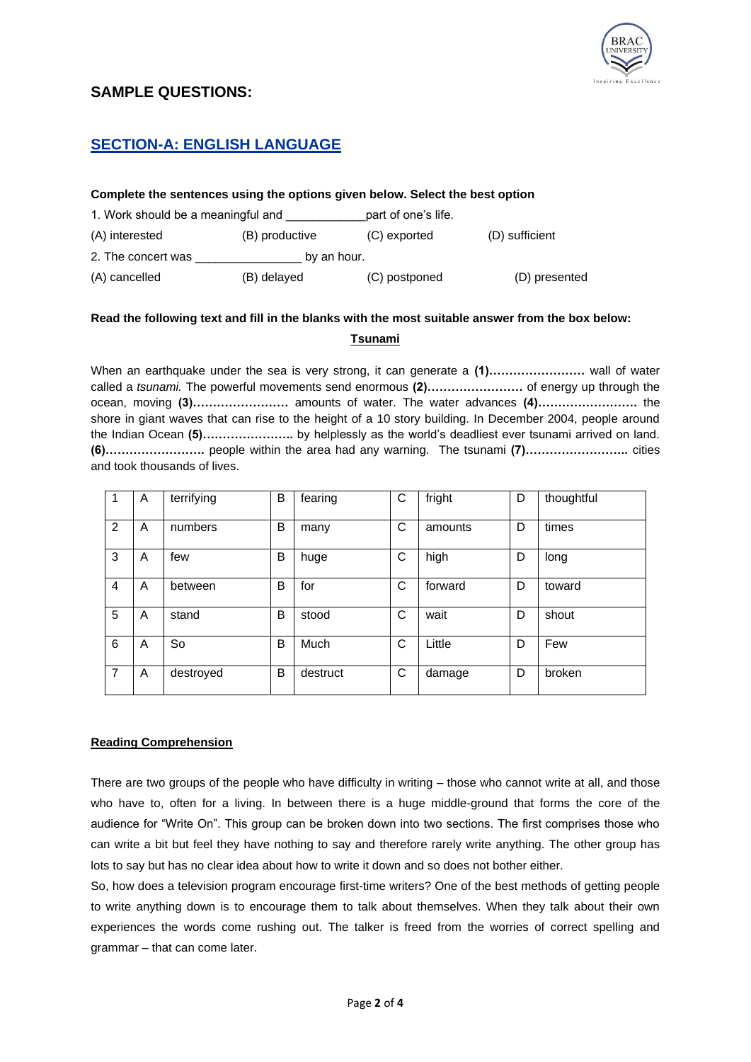## SAMPLE QUESTIONS:

## SECTION-A: ENGLISH LANGUAGE

**Complete the sentences using the options given below. Select the best option**

1. Work should be a meaningful and ____________part of one's life.

(A) interested (B) productive (C) exported (D) sufficient

2. The concert was ________________ by an hour.

(A) cancelled (B) delayed (C) postponed (D) presented

**Read the following text and fill in the blanks with the most suitable answer from the box below:**

**Tsunami**

When an earthquake under the sea is very strong, it can generate a **(1)……………………** wall of water called a *tsunami.* The powerful movements send enormous **(2)……………………** of energy up through the ocean, moving **(3)……………………** amounts of water. The water advances **(4)…………………….** the shore in giant waves that can rise to the height of a 10 story building. In December 2004, people around the Indian Ocean **(5)………………….** by helplessly as the world's deadliest ever tsunami arrived on land. **(6)…………………….** people within the area had any warning. The tsunami **(7)……………………..** cities and took thousands of lives.

| | | | | | | | | |
|---|---|---|---|---|---|---|---|---|
| 1 | A | terrifying | B | fearing | C | fright | D | thoughtful |
| 2 | A | numbers | B | many | C | amounts | D | times |
| 3 | A | few | B | huge | C | high | D | long |
| 4 | A | between | B | for | C | forward | D | toward |
| 5 | A | stand | B | stood | C | wait | D | shout |
| 6 | A | So | B | Much | C | Little | D | Few |
| 7 | A | destroyed | B | destruct | C | damage | D | broken |

**Reading Comprehension**

There are two groups of the people who have difficulty in writing – those who cannot write at all, and those who have to, often for a living. In between there is a huge middle-ground that forms the core of the audience for "Write On". This group can be broken down into two sections. The first comprises those who can write a bit but feel they have nothing to say and therefore rarely write anything. The other group has lots to say but has no clear idea about how to write it down and so does not bother either.

So, how does a television program encourage first-time writers? One of the best methods of getting people to write anything down is to encourage them to talk about themselves. When they talk about their own experiences the words come rushing out. The talker is freed from the worries of correct spelling and grammar – that can come later.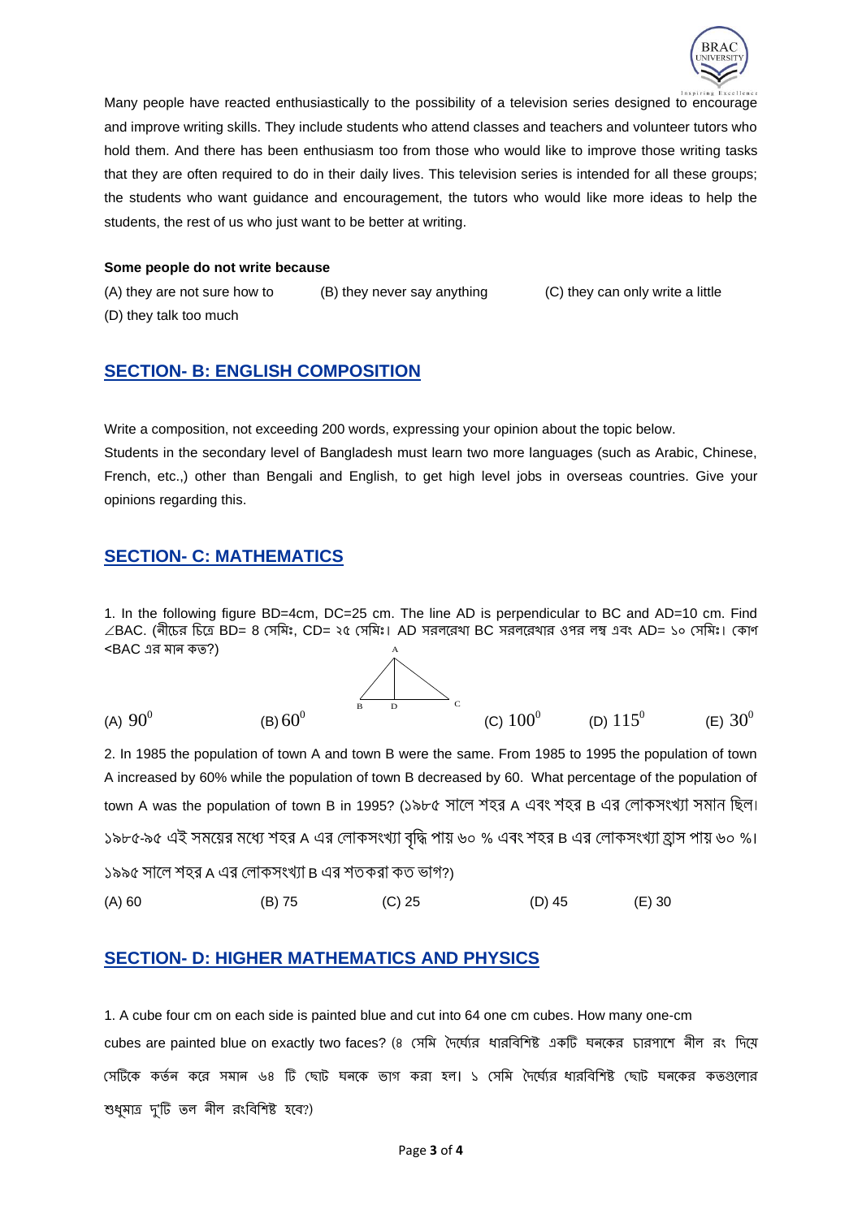Many people have reacted enthusiastically to the possibility of a television series designed to encourage and improve writing skills. They include students who attend classes and teachers and volunteer tutors who hold them. And there has been enthusiasm too from those who would like to improve those writing tasks that they are often required to do in their daily lives. This television series is intended for all these groups; the students who want guidance and encouragement, the tutors who would like more ideas to help the students, the rest of us who just want to be better at writing.

**Some people do not write because**

(A) they are not sure how to (B) they never say anything (C) they can only write a little
(D) they talk too much

## SECTION- B: ENGLISH COMPOSITION

Write a composition, not exceeding 200 words, expressing your opinion about the topic below.
Students in the secondary level of Bangladesh must learn two more languages (such as Arabic, Chinese, French, etc.,) other than Bengali and English, to get high level jobs in overseas countries. Give your opinions regarding this.

## SECTION- C: MATHEMATICS

1. In the following figure BD=4cm, DC=25 cm. The line AD is perpendicular to BC and AD=10 cm. Find ∠BAC. (নীচের চিত্রে BD= 8 সেমিঃ, CD= ২৫ সেমিঃ। AD সরলরেখা BC সরলরেখার ওপর লম্ব এবং AD= ১০ সেমিঃ। কোণ <BAC এর মান কত?)

(A) $90^0$ (B) $60^0$ (C) $100^0$ (D) $115^0$ (E) $30^0$

2. In 1985 the population of town A and town B were the same. From 1985 to 1995 the population of town A increased by 60% while the population of town B decreased by 60. What percentage of the population of town A was the population of town B in 1995? (১৯৮৫ সালে শহর A এবং শহর B এর লোকসংখ্যা সমান ছিল। ১৯৮৫-৯৫ এই সময়ের মধ্যে শহর A এর লোকসংখ্যা বৃদ্ধি পায় ৬০ % এবং শহর B এর লোকসংখ্যা হ্রাস পায় ৬০ %। ১৯৯৫ সালে শহর A এর লোকসংখ্যা B এর শতকরা কত ভাগ?)

(A) 60 (B) 75 (C) 25 (D) 45 (E) 30

## SECTION- D: HIGHER MATHEMATICS AND PHYSICS

1. A cube four cm on each side is painted blue and cut into 64 one cm cubes. How many one-cm cubes are painted blue on exactly two faces? (৪ সেমি দৈর্ঘ্যের ধারবিশিষ্ট একটি ঘনকের চারপাশে নীল রং দিয়ে সেটিকে কর্তন করে সমান ৬৪ টি ছোট ঘনকে ভাগ করা হল। ১ সেমি দৈর্ঘ্যের ধারবিশিষ্ট ছোট ঘনকের কতগুলোর শুধুমাত্র দু'টি তল নীল রংবিশিষ্ট হবে?)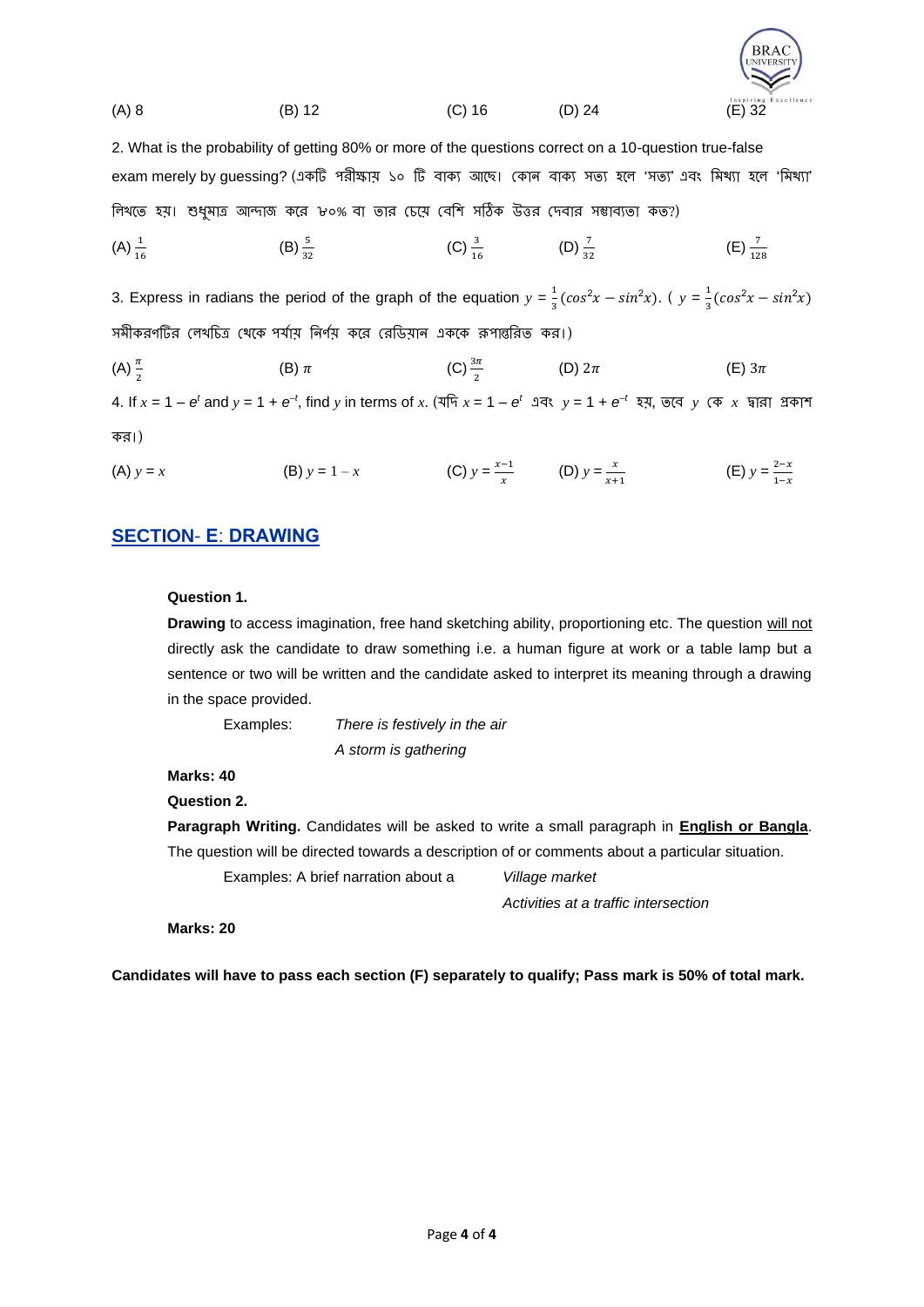(A) 8 (B) 12 (C) 16 (D) 24 (E) 32

2. What is the probability of getting 80% or more of the questions correct on a 10-question true-false exam merely by guessing? (একটি পরীক্ষায় ১০ টি বাক্য আছে। কোন বাক্য সত্য হলে 'সত্য' এবং মিথ্যা হলে 'মিথ্যা' লিখতে হয়। শুধুমাত্র আন্দাজ করে ৮০% বা তার চেয়ে বেশি সঠিক উত্তর দেবার সম্ভাব্যতা কত?)

(A) $\frac{1}{16}$ (B) $\frac{5}{32}$ (C) $\frac{3}{16}$ (D) $\frac{7}{32}$ (E) $\frac{7}{128}$

3. Express in radians the period of the graph of the equation $y = \frac{1}{3}(cos^2x - sin^2x)$. ( $y = \frac{1}{3}(cos^2x - sin^2x)$ সমীকরণটির লেখচিত্র থেকে পর্যায় নির্ণয় করে রেডিয়ান এককে রূপান্তরিত কর।)

(A) $\frac{\pi}{2}$ (B) $\pi$ (C) $\frac{3\pi}{2}$ (D) $2\pi$ (E) $3\pi$

4. If $x = 1 - e^t$ and $y = 1 + e^{-t}$, find $y$ in terms of $x$. (যদি $x = 1 - e^t$ এবং $y = 1 + e^{-t}$ হয়, তবে $y$ কে $x$ দ্বারা প্রকাশ কর।)

(A) $y = x$ (B) $y = 1 - x$ (C) $y = \frac{x-1}{x}$ (D) $y = \frac{x}{x+1}$ (E) $y = \frac{2-x}{1-x}$

## SECTION- E: DRAWING

**Question 1.**

**Drawing** to access imagination, free hand sketching ability, proportioning etc. The question will not directly ask the candidate to draw something i.e. a human figure at work or a table lamp but a sentence or two will be written and the candidate asked to interpret its meaning through a drawing in the space provided.

Examples: *There is festively in the air*

*A storm is gathering*

**Marks: 40**

**Question 2.**

**Paragraph Writing.** Candidates will be asked to write a small paragraph in **English or Bangla**. The question will be directed towards a description of or comments about a particular situation.

Examples: A brief narration about a *Village market*

*Activities at a traffic intersection*

**Marks: 20**

**Candidates will have to pass each section (F) separately to qualify; Pass mark is 50% of total mark.**